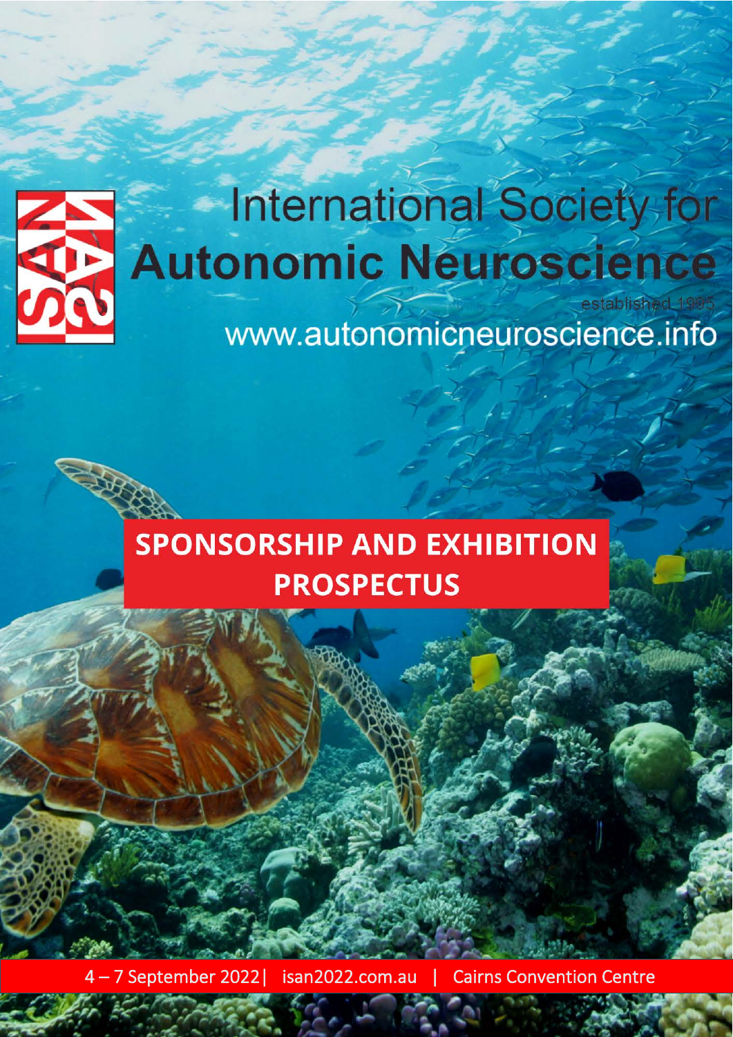# International Society for Autonomic Neuroscience

established 1995

www.autonomicneuroscience.info

## SPONSORSHIP AND EXHIBITION PROSPECTUS

4 – 7 September 2022 | isan2022.com.au | Cairns Convention Centre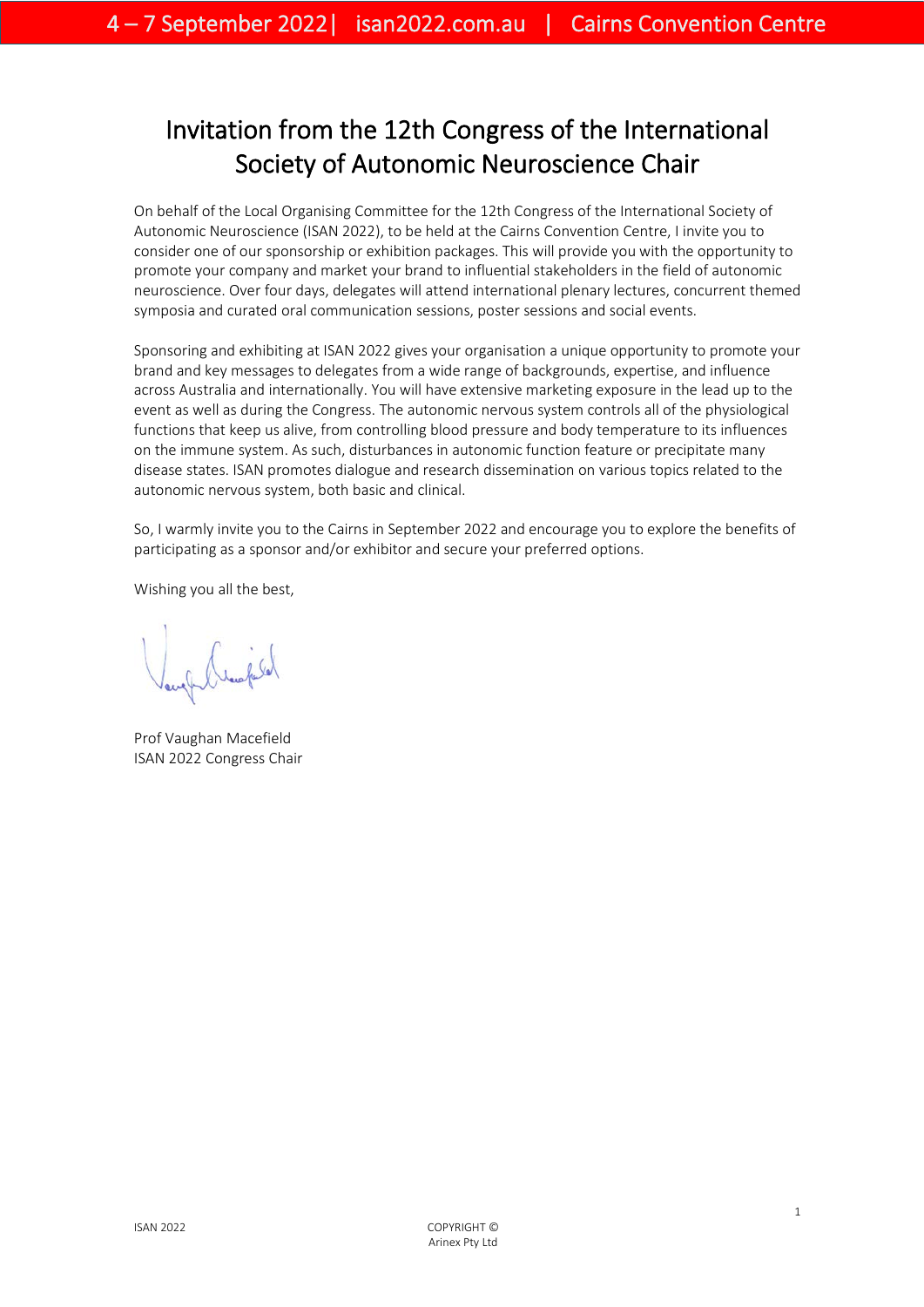# Invitation from the 12th Congress of the International Society of Autonomic Neuroscience Chair

On behalf of the Local Organising Committee for the 12th Congress of the International Society of Autonomic Neuroscience (ISAN 2022), to be held at the Cairns Convention Centre, I invite you to consider one of our sponsorship or exhibition packages. This will provide you with the opportunity to promote your company and market your brand to influential stakeholders in the field of autonomic neuroscience. Over four days, delegates will attend international plenary lectures, concurrent themed symposia and curated oral communication sessions, poster sessions and social events.

Sponsoring and exhibiting at ISAN 2022 gives your organisation a unique opportunity to promote your brand and key messages to delegates from a wide range of backgrounds, expertise, and influence across Australia and internationally. You will have extensive marketing exposure in the lead up to the event as well as during the Congress. The autonomic nervous system controls all of the physiological functions that keep us alive, from controlling blood pressure and body temperature to its influences on the immune system. As such, disturbances in autonomic function feature or precipitate many disease states. ISAN promotes dialogue and research dissemination on various topics related to the autonomic nervous system, both basic and clinical.

So, I warmly invite you to the Cairns in September 2022 and encourage you to explore the benefits of participating as a sponsor and/or exhibitor and secure your preferred options.

Wishing you all the best,

Prof Vaughan Macefield
ISAN 2022 Congress Chair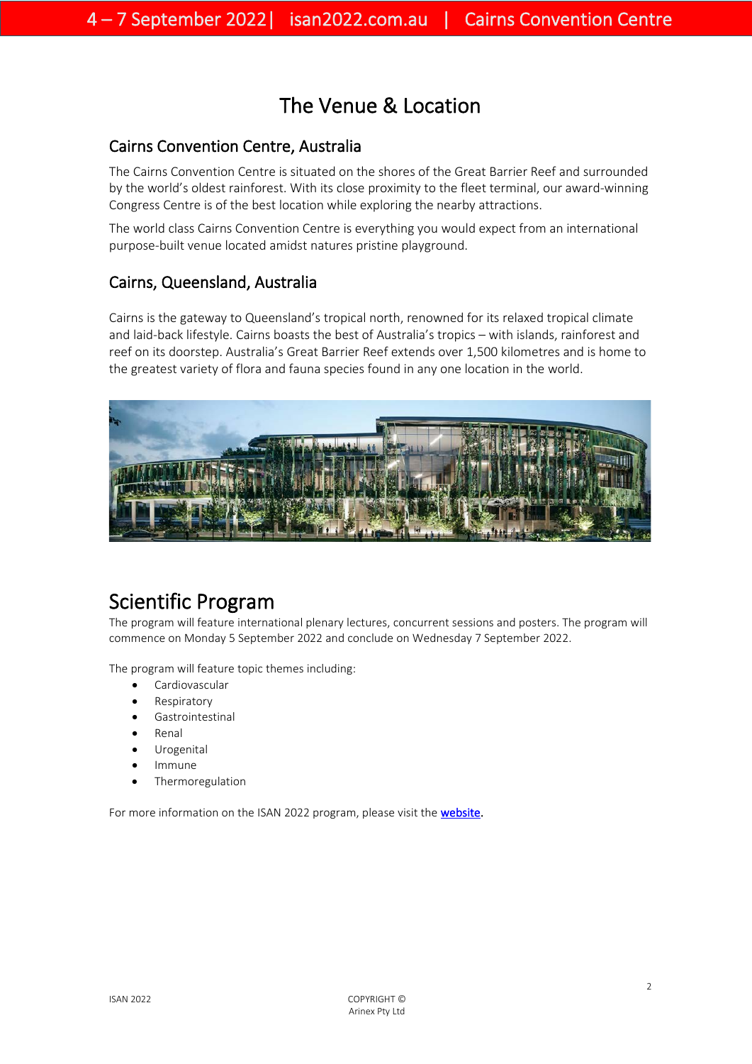# The Venue & Location

## Cairns Convention Centre, Australia

The Cairns Convention Centre is situated on the shores of the Great Barrier Reef and surrounded by the world's oldest rainforest. With its close proximity to the fleet terminal, our award-winning Congress Centre is of the best location while exploring the nearby attractions.

The world class Cairns Convention Centre is everything you would expect from an international purpose-built venue located amidst natures pristine playground.

## Cairns, Queensland, Australia

Cairns is the gateway to Queensland's tropical north, renowned for its relaxed tropical climate and laid-back lifestyle. Cairns boasts the best of Australia's tropics – with islands, rainforest and reef on its doorstep. Australia's Great Barrier Reef extends over 1,500 kilometres and is home to the greatest variety of flora and fauna species found in any one location in the world.

# Scientific Program

The program will feature international plenary lectures, concurrent sessions and posters. The program will commence on Monday 5 September 2022 and conclude on Wednesday 7 September 2022.

The program will feature topic themes including:

- Cardiovascular
- Respiratory
- Gastrointestinal
- Renal
- Urogenital
- Immune
- Thermoregulation

For more information on the ISAN 2022 program, please visit the **website**.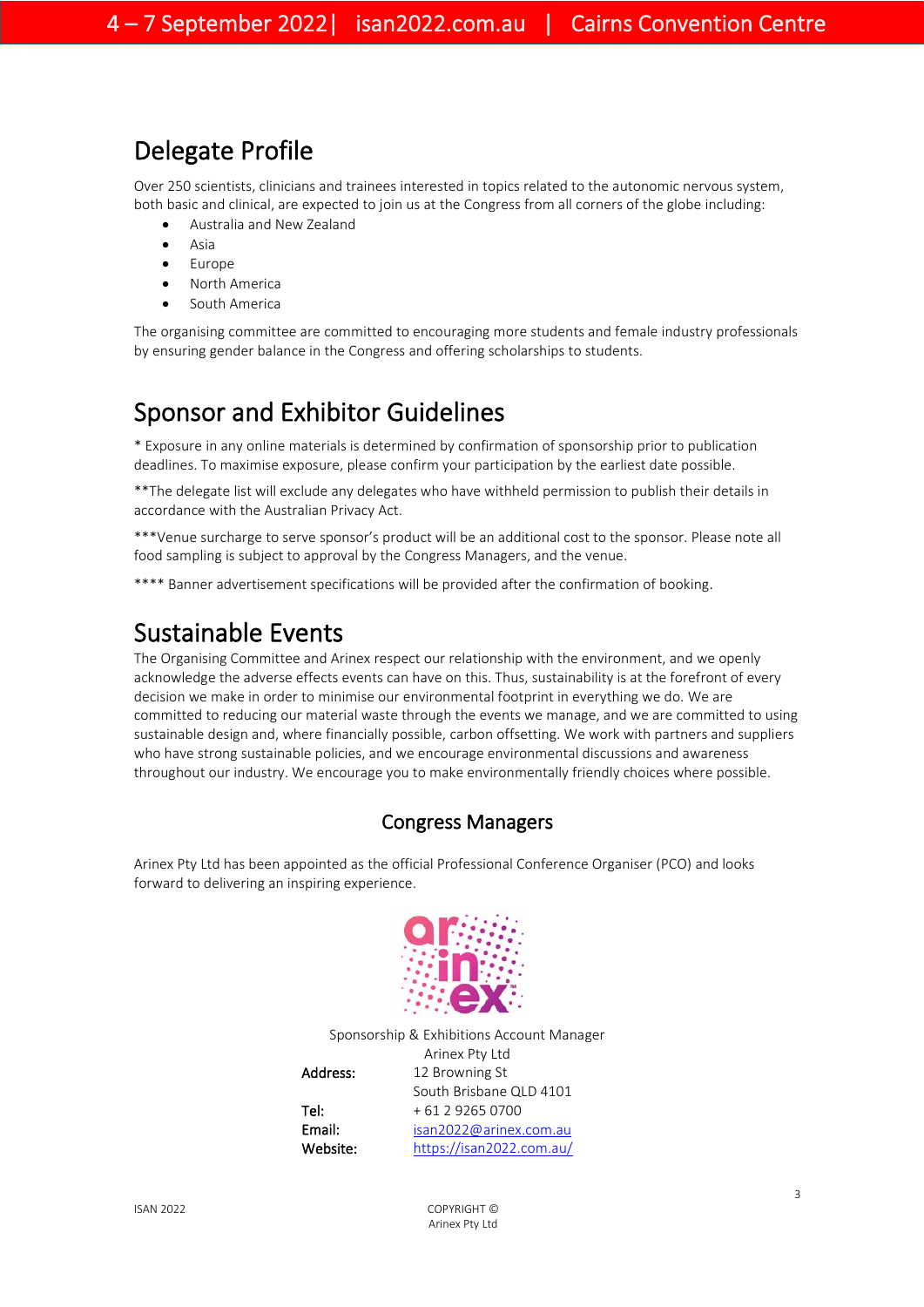# Delegate Profile

Over 250 scientists, clinicians and trainees interested in topics related to the autonomic nervous system, both basic and clinical, are expected to join us at the Congress from all corners of the globe including:

- Australia and New Zealand
- Asia
- Europe
- North America
- South America

The organising committee are committed to encouraging more students and female industry professionals by ensuring gender balance in the Congress and offering scholarships to students.

# Sponsor and Exhibitor Guidelines

* Exposure in any online materials is determined by confirmation of sponsorship prior to publication deadlines. To maximise exposure, please confirm your participation by the earliest date possible.

**The delegate list will exclude any delegates who have withheld permission to publish their details in accordance with the Australian Privacy Act.

***Venue surcharge to serve sponsor's product will be an additional cost to the sponsor. Please note all food sampling is subject to approval by the Congress Managers, and the venue.

**** Banner advertisement specifications will be provided after the confirmation of booking.

# Sustainable Events

The Organising Committee and Arinex respect our relationship with the environment, and we openly acknowledge the adverse effects events can have on this. Thus, sustainability is at the forefront of every decision we make in order to minimise our environmental footprint in everything we do. We are committed to reducing our material waste through the events we manage, and we are committed to using sustainable design and, where financially possible, carbon offsetting. We work with partners and suppliers who have strong sustainable policies, and we encourage environmental discussions and awareness throughout our industry. We encourage you to make environmentally friendly choices where possible.

## Congress Managers

Arinex Pty Ltd has been appointed as the official Professional Conference Organiser (PCO) and looks forward to delivering an inspiring experience.

Sponsorship & Exhibitions Account Manager
Arinex Pty Ltd

**Address:** 12 Browning St
South Brisbane QLD 4101

**Tel:** + 61 2 9265 0700

**Email:** isan2022@arinex.com.au

**Website:** https://isan2022.com.au/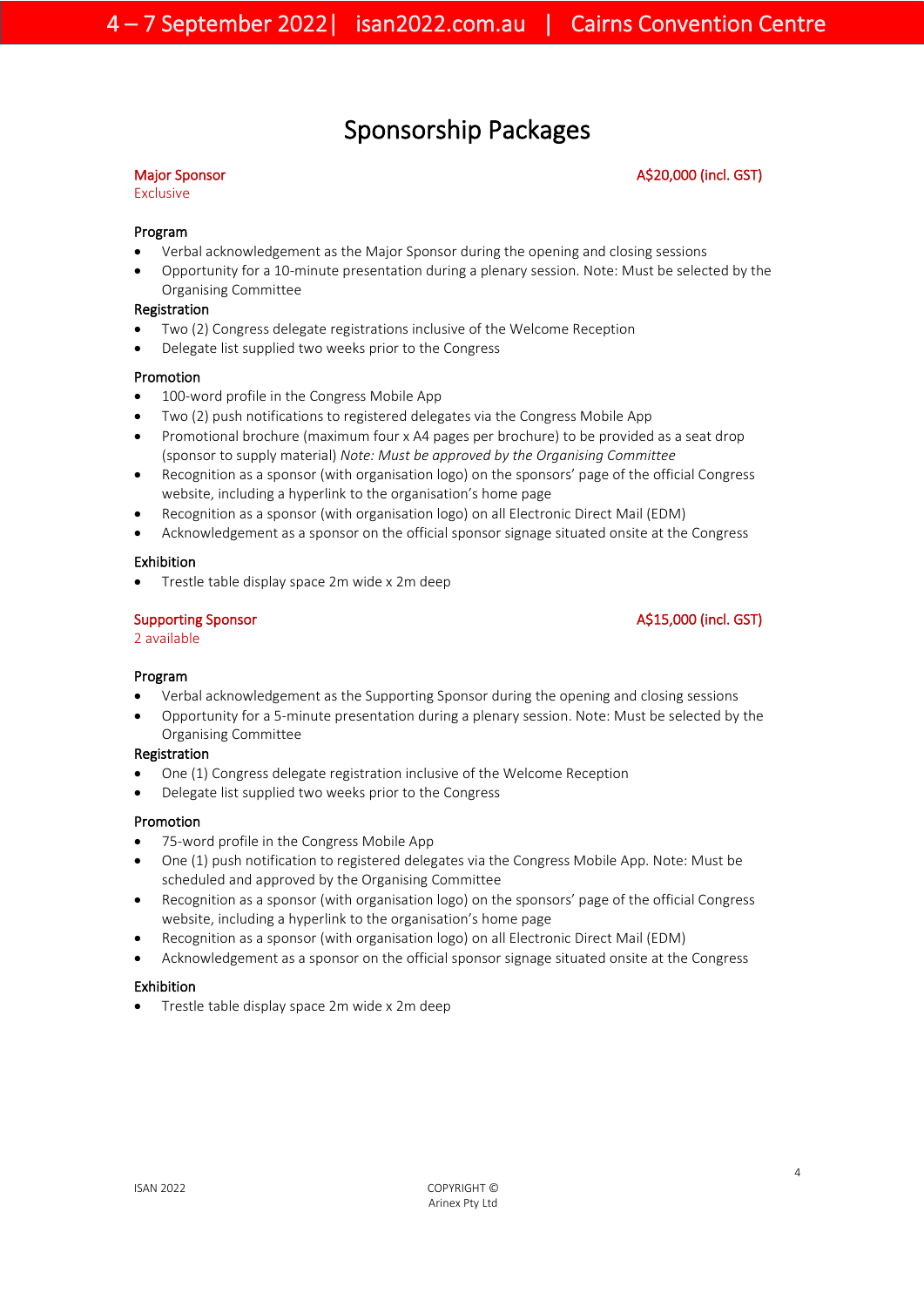# Sponsorship Packages

## Major Sponsor — A$20,000 (incl. GST)

Exclusive

### Program

- Verbal acknowledgement as the Major Sponsor during the opening and closing sessions
- Opportunity for a 10-minute presentation during a plenary session. Note: Must be selected by the Organising Committee

### Registration

- Two (2) Congress delegate registrations inclusive of the Welcome Reception
- Delegate list supplied two weeks prior to the Congress

### Promotion

- 100-word profile in the Congress Mobile App
- Two (2) push notifications to registered delegates via the Congress Mobile App
- Promotional brochure (maximum four x A4 pages per brochure) to be provided as a seat drop (sponsor to supply material) *Note: Must be approved by the Organising Committee*
- Recognition as a sponsor (with organisation logo) on the sponsors' page of the official Congress website, including a hyperlink to the organisation's home page
- Recognition as a sponsor (with organisation logo) on all Electronic Direct Mail (EDM)
- Acknowledgement as a sponsor on the official sponsor signage situated onsite at the Congress

### Exhibition

- Trestle table display space 2m wide x 2m deep

## Supporting Sponsor — A$15,000 (incl. GST)

2 available

### Program

- Verbal acknowledgement as the Supporting Sponsor during the opening and closing sessions
- Opportunity for a 5-minute presentation during a plenary session. Note: Must be selected by the Organising Committee

### Registration

- One (1) Congress delegate registration inclusive of the Welcome Reception
- Delegate list supplied two weeks prior to the Congress

### Promotion

- 75-word profile in the Congress Mobile App
- One (1) push notification to registered delegates via the Congress Mobile App. Note: Must be scheduled and approved by the Organising Committee
- Recognition as a sponsor (with organisation logo) on the sponsors' page of the official Congress website, including a hyperlink to the organisation's home page
- Recognition as a sponsor (with organisation logo) on all Electronic Direct Mail (EDM)
- Acknowledgement as a sponsor on the official sponsor signage situated onsite at the Congress

### Exhibition

- Trestle table display space 2m wide x 2m deep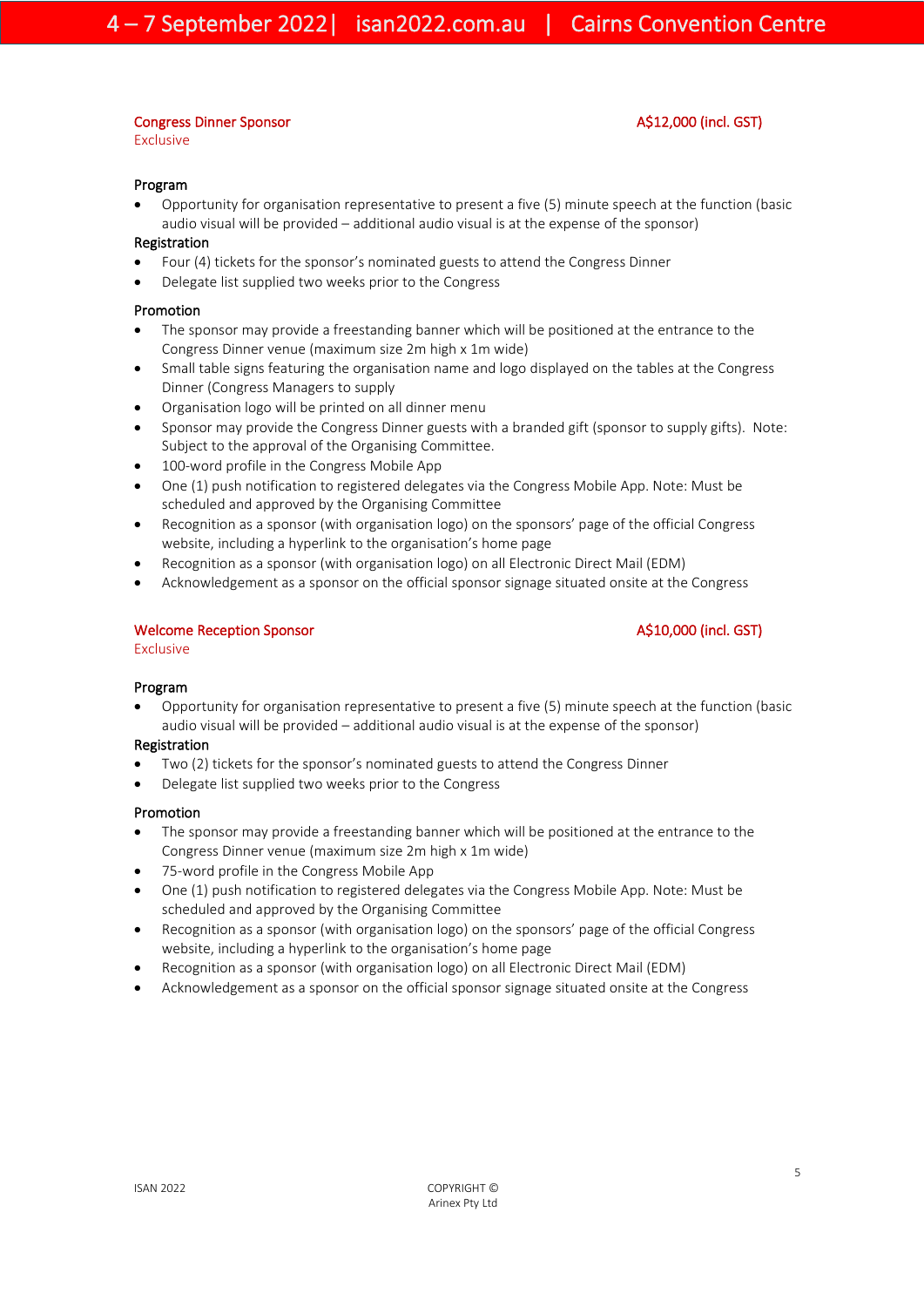## Congress Dinner Sponsor — A$12,000 (incl. GST)

Exclusive

**Program**

- Opportunity for organisation representative to present a five (5) minute speech at the function (basic audio visual will be provided – additional audio visual is at the expense of the sponsor)

**Registration**

- Four (4) tickets for the sponsor's nominated guests to attend the Congress Dinner
- Delegate list supplied two weeks prior to the Congress

**Promotion**

- The sponsor may provide a freestanding banner which will be positioned at the entrance to the Congress Dinner venue (maximum size 2m high x 1m wide)
- Small table signs featuring the organisation name and logo displayed on the tables at the Congress Dinner (Congress Managers to supply
- Organisation logo will be printed on all dinner menu
- Sponsor may provide the Congress Dinner guests with a branded gift (sponsor to supply gifts). Note: Subject to the approval of the Organising Committee.
- 100-word profile in the Congress Mobile App
- One (1) push notification to registered delegates via the Congress Mobile App. Note: Must be scheduled and approved by the Organising Committee
- Recognition as a sponsor (with organisation logo) on the sponsors' page of the official Congress website, including a hyperlink to the organisation's home page
- Recognition as a sponsor (with organisation logo) on all Electronic Direct Mail (EDM)
- Acknowledgement as a sponsor on the official sponsor signage situated onsite at the Congress

## Welcome Reception Sponsor — A$10,000 (incl. GST)

Exclusive

**Program**

- Opportunity for organisation representative to present a five (5) minute speech at the function (basic audio visual will be provided – additional audio visual is at the expense of the sponsor)

**Registration**

- Two (2) tickets for the sponsor's nominated guests to attend the Congress Dinner
- Delegate list supplied two weeks prior to the Congress

**Promotion**

- The sponsor may provide a freestanding banner which will be positioned at the entrance to the Congress Dinner venue (maximum size 2m high x 1m wide)
- 75-word profile in the Congress Mobile App
- One (1) push notification to registered delegates via the Congress Mobile App. Note: Must be scheduled and approved by the Organising Committee
- Recognition as a sponsor (with organisation logo) on the sponsors' page of the official Congress website, including a hyperlink to the organisation's home page
- Recognition as a sponsor (with organisation logo) on all Electronic Direct Mail (EDM)
- Acknowledgement as a sponsor on the official sponsor signage situated onsite at the Congress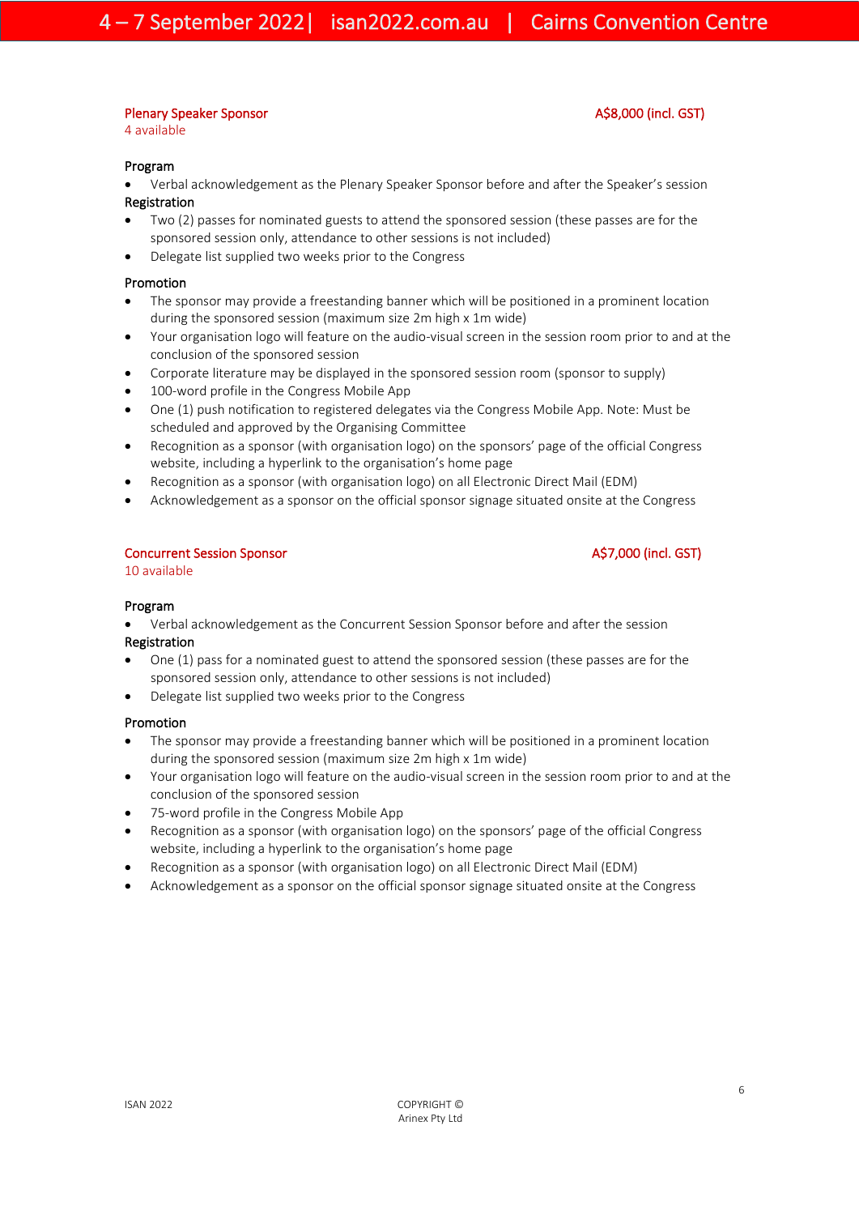## Plenary Speaker Sponsor

**A$8,000 (incl. GST)**

4 available

**Program**

- Verbal acknowledgement as the Plenary Speaker Sponsor before and after the Speaker's session

**Registration**

- Two (2) passes for nominated guests to attend the sponsored session (these passes are for the sponsored session only, attendance to other sessions is not included)
- Delegate list supplied two weeks prior to the Congress

**Promotion**

- The sponsor may provide a freestanding banner which will be positioned in a prominent location during the sponsored session (maximum size 2m high x 1m wide)
- Your organisation logo will feature on the audio-visual screen in the session room prior to and at the conclusion of the sponsored session
- Corporate literature may be displayed in the sponsored session room (sponsor to supply)
- 100-word profile in the Congress Mobile App
- One (1) push notification to registered delegates via the Congress Mobile App. Note: Must be scheduled and approved by the Organising Committee
- Recognition as a sponsor (with organisation logo) on the sponsors' page of the official Congress website, including a hyperlink to the organisation's home page
- Recognition as a sponsor (with organisation logo) on all Electronic Direct Mail (EDM)
- Acknowledgement as a sponsor on the official sponsor signage situated onsite at the Congress

## Concurrent Session Sponsor

**A$7,000 (incl. GST)**

10 available

**Program**

- Verbal acknowledgement as the Concurrent Session Sponsor before and after the session

**Registration**

- One (1) pass for a nominated guest to attend the sponsored session (these passes are for the sponsored session only, attendance to other sessions is not included)
- Delegate list supplied two weeks prior to the Congress

**Promotion**

- The sponsor may provide a freestanding banner which will be positioned in a prominent location during the sponsored session (maximum size 2m high x 1m wide)
- Your organisation logo will feature on the audio-visual screen in the session room prior to and at the conclusion of the sponsored session
- 75-word profile in the Congress Mobile App
- Recognition as a sponsor (with organisation logo) on the sponsors' page of the official Congress website, including a hyperlink to the organisation's home page
- Recognition as a sponsor (with organisation logo) on all Electronic Direct Mail (EDM)
- Acknowledgement as a sponsor on the official sponsor signage situated onsite at the Congress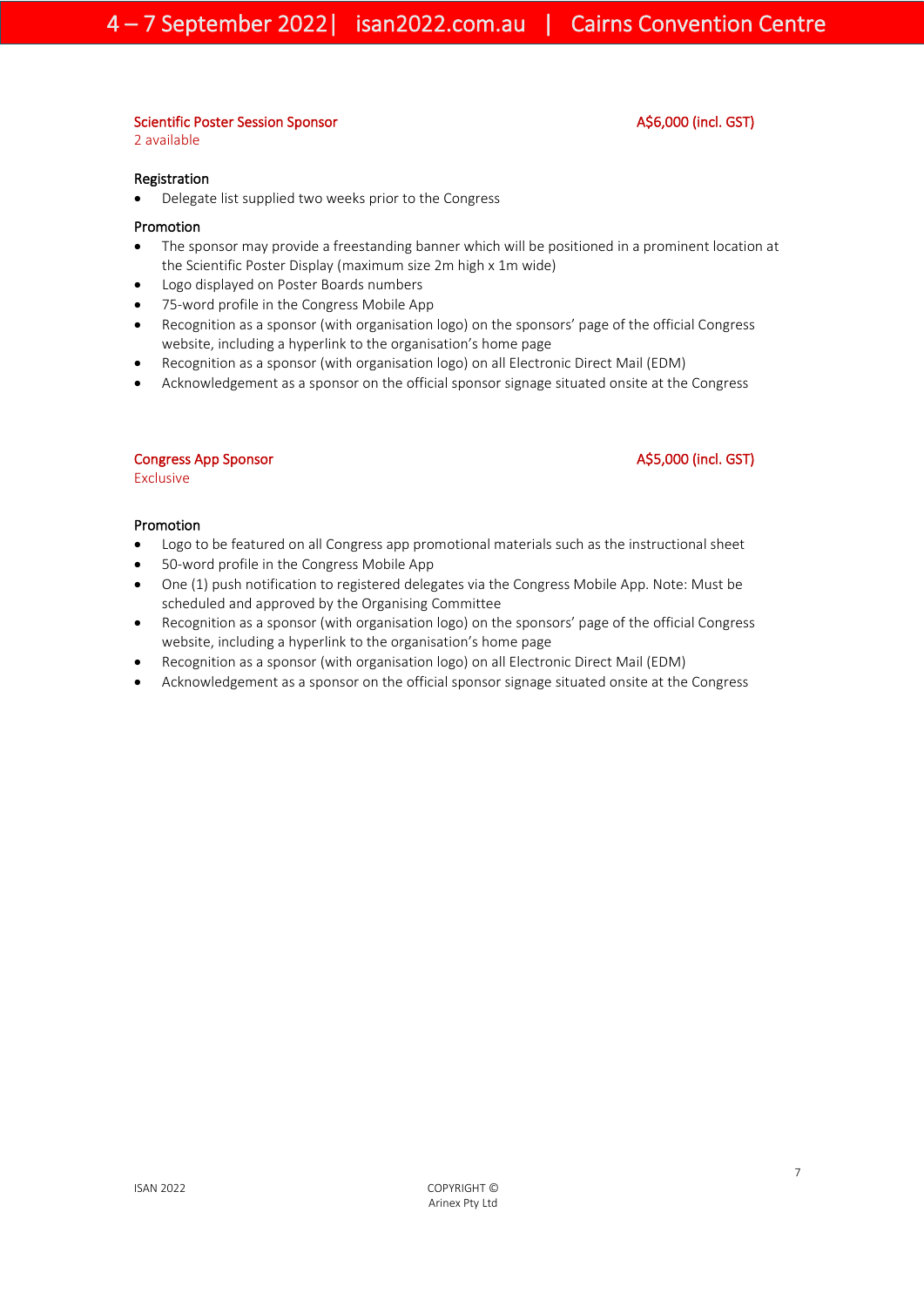### Scientific Poster Session Sponsor

2 available

**A$6,000 (incl. GST)**

**Registration**

- Delegate list supplied two weeks prior to the Congress

**Promotion**

- The sponsor may provide a freestanding banner which will be positioned in a prominent location at the Scientific Poster Display (maximum size 2m high x 1m wide)
- Logo displayed on Poster Boards numbers
- 75-word profile in the Congress Mobile App
- Recognition as a sponsor (with organisation logo) on the sponsors' page of the official Congress website, including a hyperlink to the organisation's home page
- Recognition as a sponsor (with organisation logo) on all Electronic Direct Mail (EDM)
- Acknowledgement as a sponsor on the official sponsor signage situated onsite at the Congress

### Congress App Sponsor

Exclusive

**A$5,000 (incl. GST)**

**Promotion**

- Logo to be featured on all Congress app promotional materials such as the instructional sheet
- 50-word profile in the Congress Mobile App
- One (1) push notification to registered delegates via the Congress Mobile App. Note: Must be scheduled and approved by the Organising Committee
- Recognition as a sponsor (with organisation logo) on the sponsors' page of the official Congress website, including a hyperlink to the organisation's home page
- Recognition as a sponsor (with organisation logo) on all Electronic Direct Mail (EDM)
- Acknowledgement as a sponsor on the official sponsor signage situated onsite at the Congress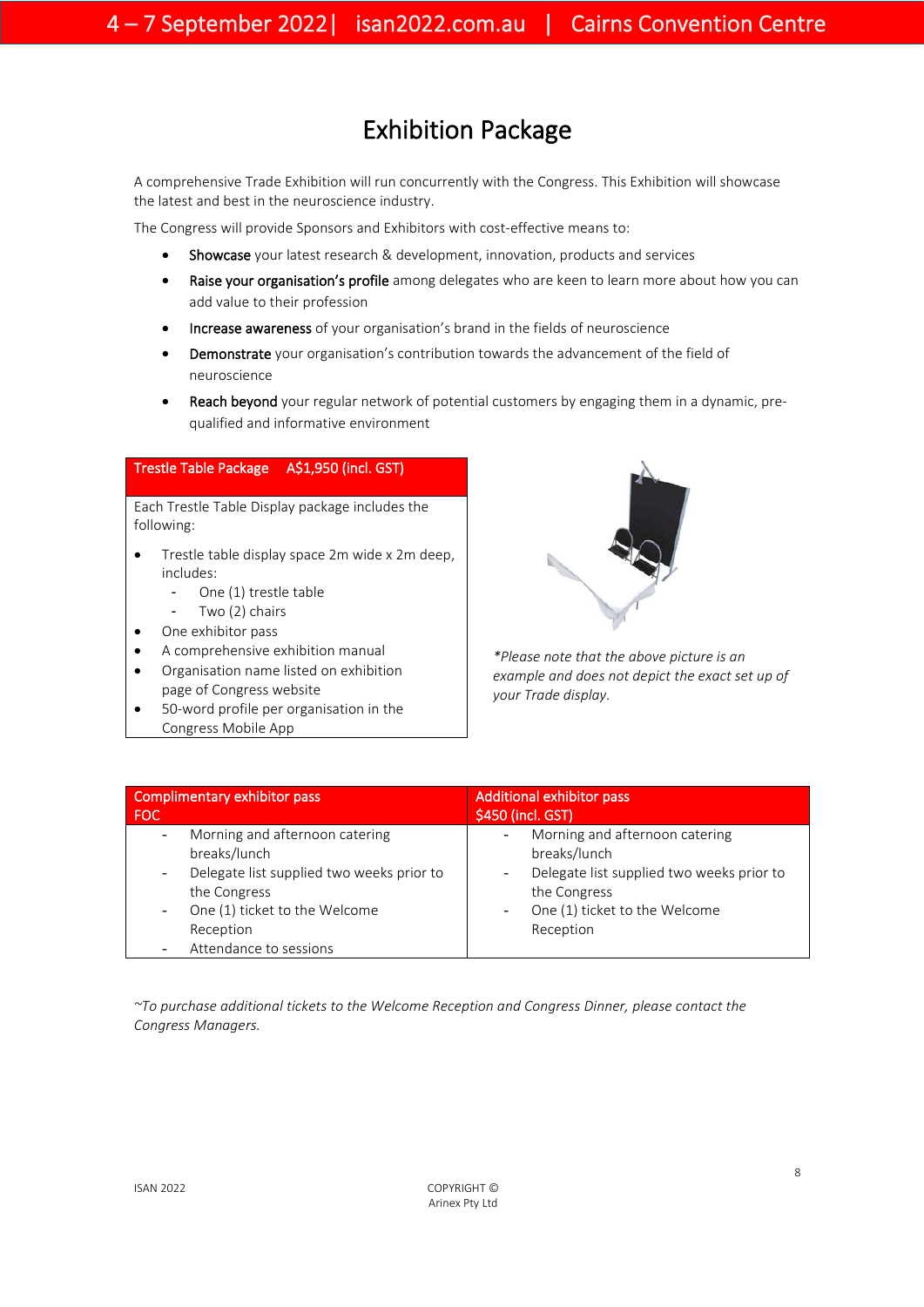# Exhibition Package

A comprehensive Trade Exhibition will run concurrently with the Congress. This Exhibition will showcase the latest and best in the neuroscience industry.

The Congress will provide Sponsors and Exhibitors with cost-effective means to:

- Showcase your latest research & development, innovation, products and services
- Raise your organisation's profile among delegates who are keen to learn more about how you can add value to their profession
- Increase awareness of your organisation's brand in the fields of neuroscience
- Demonstrate your organisation's contribution towards the advancement of the field of neuroscience
- Reach beyond your regular network of potential customers by engaging them in a dynamic, pre-qualified and informative environment

| Trestle Table Package A$1,950 (incl. GST) |
|---|
| Each Trestle Table Display package includes the following:<br>• Trestle table display space 2m wide x 2m deep, includes:<br>- One (1) trestle table<br>- Two (2) chairs<br>• One exhibitor pass<br>• A comprehensive exhibition manual<br>• Organisation name listed on exhibition page of Congress website<br>• 50-word profile per organisation in the Congress Mobile App |

*\*Please note that the above picture is an example and does not depict the exact set up of your Trade display.*

| Complimentary exhibitor pass FOC | Additional exhibitor pass $450 (incl. GST) |
|---|---|
| - Morning and afternoon catering breaks/lunch<br>- Delegate list supplied two weeks prior to the Congress<br>- One (1) ticket to the Welcome Reception<br>- Attendance to sessions | - Morning and afternoon catering breaks/lunch<br>- Delegate list supplied two weeks prior to the Congress<br>- One (1) ticket to the Welcome Reception |

*~To purchase additional tickets to the Welcome Reception and Congress Dinner, please contact the Congress Managers.*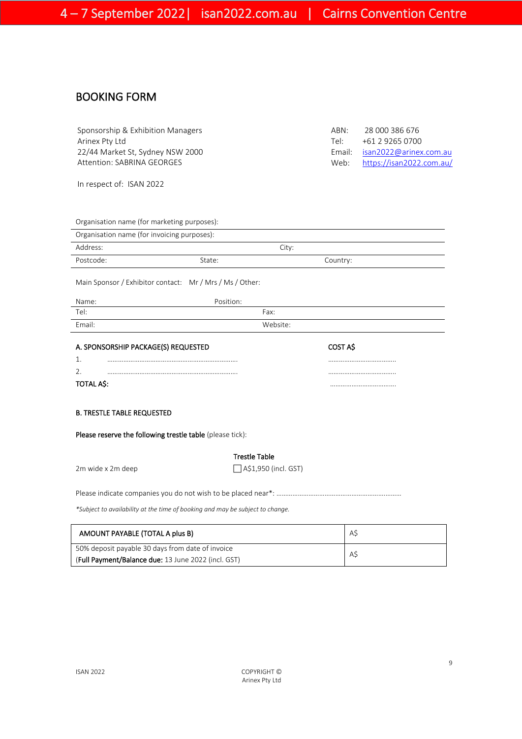# BOOKING FORM

Sponsorship & Exhibition Managers
Arinex Pty Ltd
22/44 Market St, Sydney NSW 2000
Attention: SABRINA GEORGES

ABN: 28 000 386 676
Tel: +61 2 9265 0700
Email: isan2022@arinex.com.au
Web: https://isan2022.com.au/

In respect of: ISAN 2022

Organisation name (for marketing purposes):

Organisation name (for invoicing purposes):

Address: City:

Postcode: State: Country:

Main Sponsor / Exhibitor contact: Mr / Mrs / Ms / Other:

Name: Position:

Tel: Fax:

Email: Website:

**A. SPONSORSHIP PACKAGE(S) REQUESTED** **COST A$**

1. ……………………………………………………………… ………………………………
2. ……………………………………………………………… ………………………………

**TOTAL A$:** ………………………………

**B. TRESTLE TABLE REQUESTED**

**Please reserve the following trestle table** (please tick):

| | Trestle Table |
|---|---|
| 2m wide x 2m deep | ☐ A$1,950 (incl. GST) |

Please indicate companies you do not wish to be placed near*: ……………………………………………………………

*\*Subject to availability at the time of booking and may be subject to change.*

| AMOUNT PAYABLE (TOTAL A plus B) | A$ |
|---|---|
| 50% deposit payable 30 days from date of invoice (**Full Payment/Balance due:** 13 June 2022 (incl. GST) | A$ |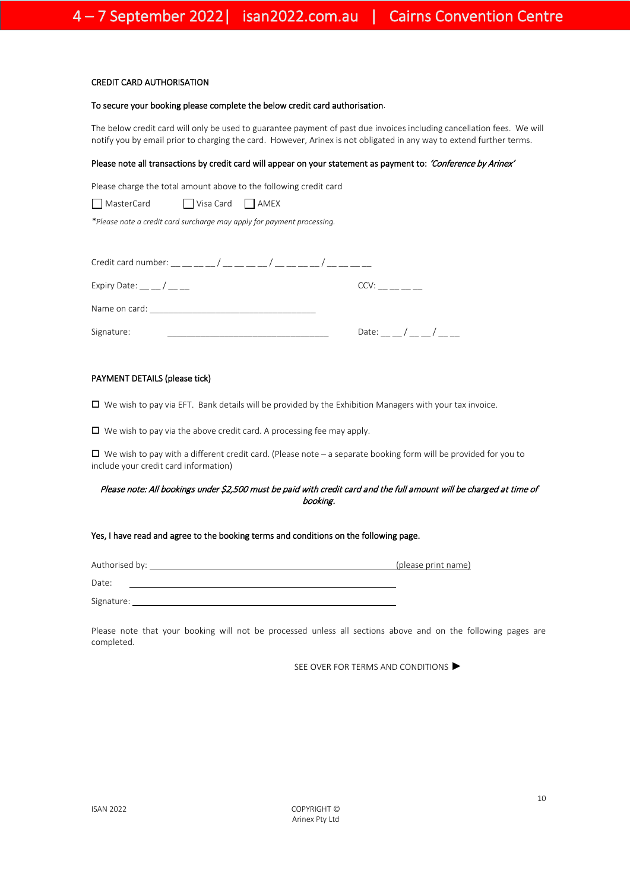## CREDIT CARD AUTHORISATION

**To secure your booking please complete the below credit card authorisation.**

The below credit card will only be used to guarantee payment of past due invoices including cancellation fees. We will notify you by email prior to charging the card. However, Arinex is not obligated in any way to extend further terms.

**Please note all transactions by credit card will appear on your statement as payment to:** ***'Conference by Arinex'***

Please charge the total amount above to the following credit card

☐ MasterCard ☐ Visa Card ☐ AMEX

*\*Please note a credit card surcharge may apply for payment processing.*

Credit card number: __ __ __ __ / __ __ __ __ / __ __ __ __ / __ __ __ __

Expiry Date: __ __ / __ __ CCV: __ __ __ __

Name on card: ____________________________________

Signature: ____________________________________ Date: __ __ / __ __ / __ __

## PAYMENT DETAILS (please tick)

☐ We wish to pay via EFT. Bank details will be provided by the Exhibition Managers with your tax invoice.

☐ We wish to pay via the above credit card. A processing fee may apply.

☐ We wish to pay with a different credit card. (Please note – a separate booking form will be provided for you to include your credit card information)

*Please note: All bookings under $2,500 must be paid with credit card and the full amount will be charged at time of booking.*

**Yes, I have read and agree to the booking terms and conditions on the following page.**

Authorised by: ____________________________________________________ (please print name)

Date: ____________________________________________________

Signature: ____________________________________________________

Please note that your booking will not be processed unless all sections above and on the following pages are completed.

SEE OVER FOR TERMS AND CONDITIONS ▶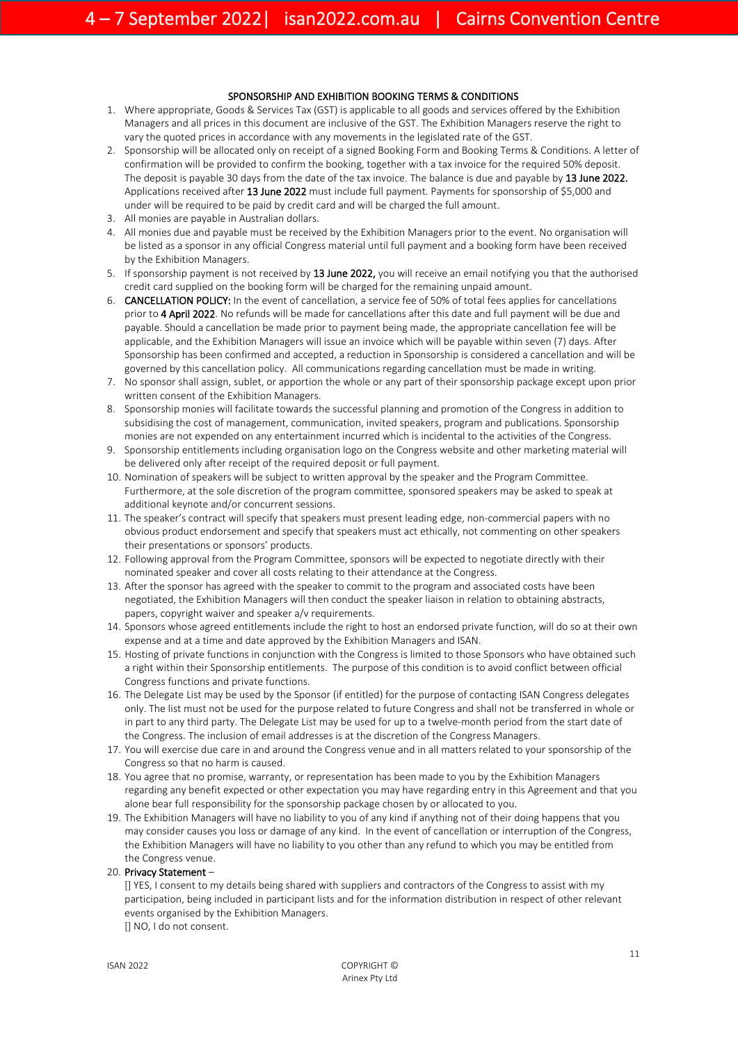## SPONSORSHIP AND EXHIBITION BOOKING TERMS & CONDITIONS

1. Where appropriate, Goods & Services Tax (GST) is applicable to all goods and services offered by the Exhibition Managers and all prices in this document are inclusive of the GST. The Exhibition Managers reserve the right to vary the quoted prices in accordance with any movements in the legislated rate of the GST.
2. Sponsorship will be allocated only on receipt of a signed Booking Form and Booking Terms & Conditions. A letter of confirmation will be provided to confirm the booking, together with a tax invoice for the required 50% deposit. The deposit is payable 30 days from the date of the tax invoice. The balance is due and payable by **13 June 2022.** Applications received after **13 June 2022** must include full payment. Payments for sponsorship of $5,000 and under will be required to be paid by credit card and will be charged the full amount.
3. All monies are payable in Australian dollars.
4. All monies due and payable must be received by the Exhibition Managers prior to the event. No organisation will be listed as a sponsor in any official Congress material until full payment and a booking form have been received by the Exhibition Managers.
5. If sponsorship payment is not received by **13 June 2022,** you will receive an email notifying you that the authorised credit card supplied on the booking form will be charged for the remaining unpaid amount.
6. **CANCELLATION POLICY:** In the event of cancellation, a service fee of 50% of total fees applies for cancellations prior to **4 April 2022**. No refunds will be made for cancellations after this date and full payment will be due and payable. Should a cancellation be made prior to payment being made, the appropriate cancellation fee will be applicable, and the Exhibition Managers will issue an invoice which will be payable within seven (7) days. After Sponsorship has been confirmed and accepted, a reduction in Sponsorship is considered a cancellation and will be governed by this cancellation policy. All communications regarding cancellation must be made in writing.
7. No sponsor shall assign, sublet, or apportion the whole or any part of their sponsorship package except upon prior written consent of the Exhibition Managers.
8. Sponsorship monies will facilitate towards the successful planning and promotion of the Congress in addition to subsidising the cost of management, communication, invited speakers, program and publications. Sponsorship monies are not expended on any entertainment incurred which is incidental to the activities of the Congress.
9. Sponsorship entitlements including organisation logo on the Congress website and other marketing material will be delivered only after receipt of the required deposit or full payment.
10. Nomination of speakers will be subject to written approval by the speaker and the Program Committee. Furthermore, at the sole discretion of the program committee, sponsored speakers may be asked to speak at additional keynote and/or concurrent sessions.
11. The speaker's contract will specify that speakers must present leading edge, non-commercial papers with no obvious product endorsement and specify that speakers must act ethically, not commenting on other speakers their presentations or sponsors' products.
12. Following approval from the Program Committee, sponsors will be expected to negotiate directly with their nominated speaker and cover all costs relating to their attendance at the Congress.
13. After the sponsor has agreed with the speaker to commit to the program and associated costs have been negotiated, the Exhibition Managers will then conduct the speaker liaison in relation to obtaining abstracts, papers, copyright waiver and speaker a/v requirements.
14. Sponsors whose agreed entitlements include the right to host an endorsed private function, will do so at their own expense and at a time and date approved by the Exhibition Managers and ISAN.
15. Hosting of private functions in conjunction with the Congress is limited to those Sponsors who have obtained such a right within their Sponsorship entitlements. The purpose of this condition is to avoid conflict between official Congress functions and private functions.
16. The Delegate List may be used by the Sponsor (if entitled) for the purpose of contacting ISAN Congress delegates only. The list must not be used for the purpose related to future Congress and shall not be transferred in whole or in part to any third party. The Delegate List may be used for up to a twelve-month period from the start date of the Congress. The inclusion of email addresses is at the discretion of the Congress Managers.
17. You will exercise due care in and around the Congress venue and in all matters related to your sponsorship of the Congress so that no harm is caused.
18. You agree that no promise, warranty, or representation has been made to you by the Exhibition Managers regarding any benefit expected or other expectation you may have regarding entry in this Agreement and that you alone bear full responsibility for the sponsorship package chosen by or allocated to you.
19. The Exhibition Managers will have no liability to you of any kind if anything not of their doing happens that you may consider causes you loss or damage of any kind. In the event of cancellation or interruption of the Congress, the Exhibition Managers will have no liability to you other than any refund to which you may be entitled from the Congress venue.
20. **Privacy Statement** –

    [] YES, I consent to my details being shared with suppliers and contractors of the Congress to assist with my participation, being included in participant lists and for the information distribution in respect of other relevant events organised by the Exhibition Managers.

    [] NO, I do not consent.